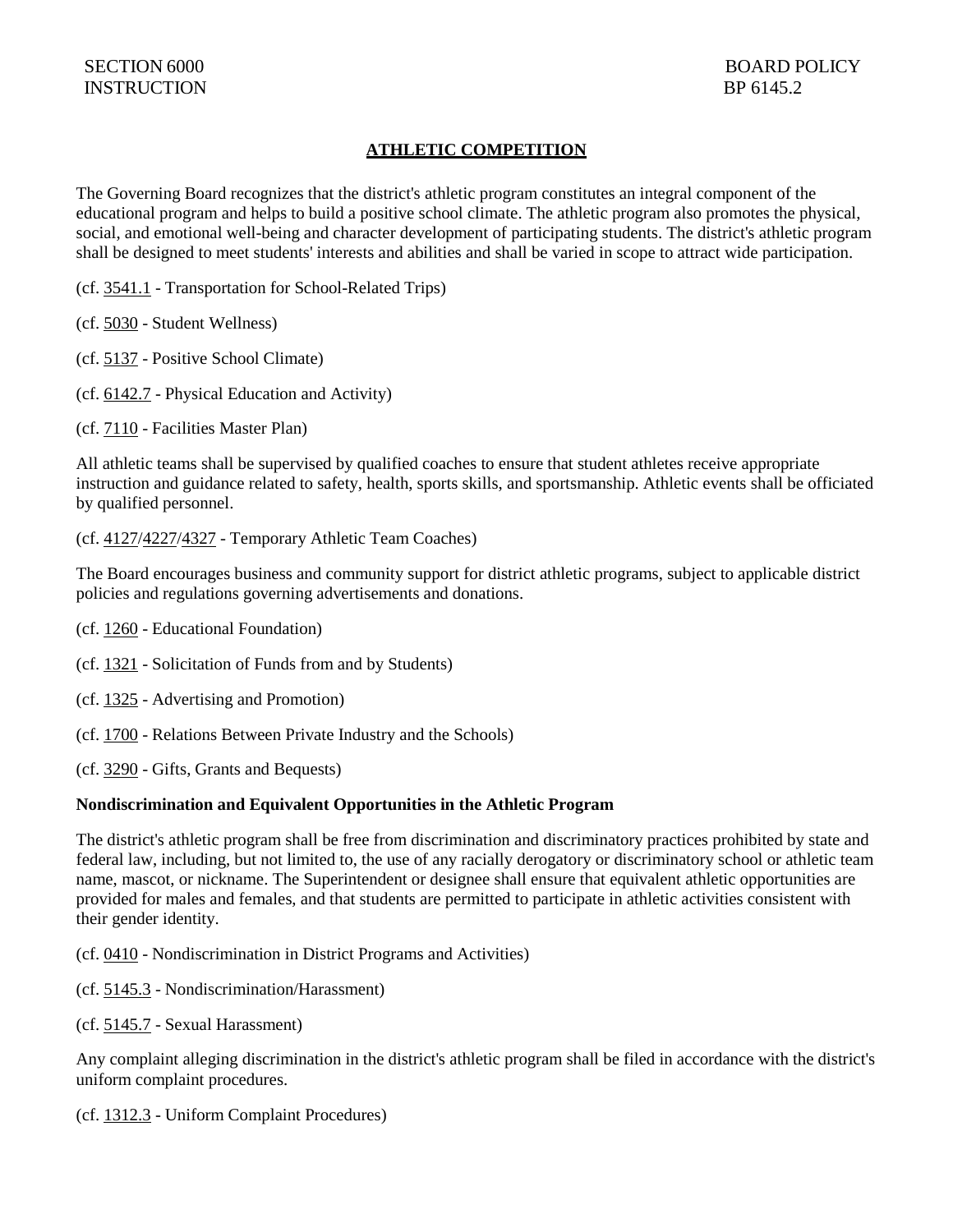SECTION 6000 BOARD POLICY
INSTRUCTION BP 6145.2

# ATHLETIC COMPETITION

The Governing Board recognizes that the district's athletic program constitutes an integral component of the educational program and helps to build a positive school climate. The athletic program also promotes the physical, social, and emotional well-being and character development of participating students. The district's athletic program shall be designed to meet students' interests and abilities and shall be varied in scope to attract wide participation.

(cf. 3541.1 - Transportation for School-Related Trips)

(cf. 5030 - Student Wellness)

(cf. 5137 - Positive School Climate)

(cf. 6142.7 - Physical Education and Activity)

(cf. 7110 - Facilities Master Plan)

All athletic teams shall be supervised by qualified coaches to ensure that student athletes receive appropriate instruction and guidance related to safety, health, sports skills, and sportsmanship. Athletic events shall be officiated by qualified personnel.

(cf. 4127/4227/4327 - Temporary Athletic Team Coaches)

The Board encourages business and community support for district athletic programs, subject to applicable district policies and regulations governing advertisements and donations.

(cf. 1260 - Educational Foundation)

(cf. 1321 - Solicitation of Funds from and by Students)

(cf. 1325 - Advertising and Promotion)

(cf. 1700 - Relations Between Private Industry and the Schools)

(cf. 3290 - Gifts, Grants and Bequests)

**Nondiscrimination and Equivalent Opportunities in the Athletic Program**

The district's athletic program shall be free from discrimination and discriminatory practices prohibited by state and federal law, including, but not limited to, the use of any racially derogatory or discriminatory school or athletic team name, mascot, or nickname. The Superintendent or designee shall ensure that equivalent athletic opportunities are provided for males and females, and that students are permitted to participate in athletic activities consistent with their gender identity.

(cf. 0410 - Nondiscrimination in District Programs and Activities)

(cf. 5145.3 - Nondiscrimination/Harassment)

(cf. 5145.7 - Sexual Harassment)

Any complaint alleging discrimination in the district's athletic program shall be filed in accordance with the district's uniform complaint procedures.

(cf. 1312.3 - Uniform Complaint Procedures)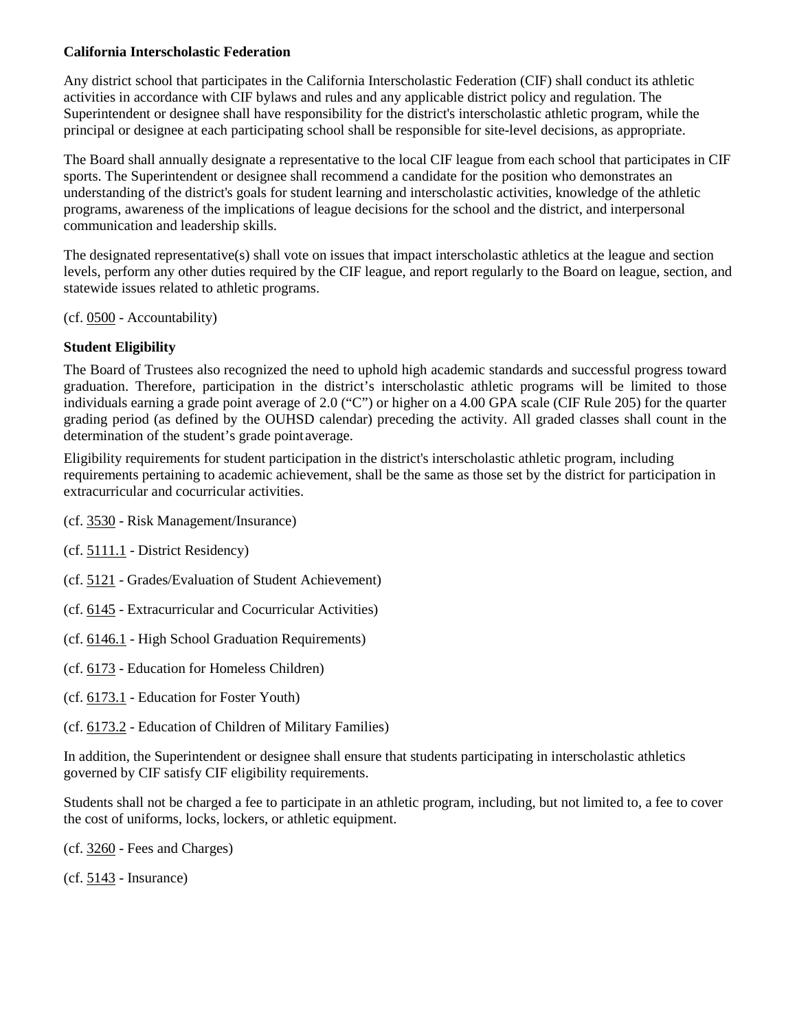**California Interscholastic Federation**

Any district school that participates in the California Interscholastic Federation (CIF) shall conduct its athletic activities in accordance with CIF bylaws and rules and any applicable district policy and regulation. The Superintendent or designee shall have responsibility for the district's interscholastic athletic program, while the principal or designee at each participating school shall be responsible for site-level decisions, as appropriate.

The Board shall annually designate a representative to the local CIF league from each school that participates in CIF sports. The Superintendent or designee shall recommend a candidate for the position who demonstrates an understanding of the district's goals for student learning and interscholastic activities, knowledge of the athletic programs, awareness of the implications of league decisions for the school and the district, and interpersonal communication and leadership skills.

The designated representative(s) shall vote on issues that impact interscholastic athletics at the league and section levels, perform any other duties required by the CIF league, and report regularly to the Board on league, section, and statewide issues related to athletic programs.

(cf. 0500 - Accountability)

**Student Eligibility**

The Board of Trustees also recognized the need to uphold high academic standards and successful progress toward graduation. Therefore, participation in the district's interscholastic athletic programs will be limited to those individuals earning a grade point average of 2.0 ("C") or higher on a 4.00 GPA scale (CIF Rule 205) for the quarter grading period (as defined by the OUHSD calendar) preceding the activity. All graded classes shall count in the determination of the student's grade point average.

Eligibility requirements for student participation in the district's interscholastic athletic program, including requirements pertaining to academic achievement, shall be the same as those set by the district for participation in extracurricular and cocurricular activities.

(cf. 3530 - Risk Management/Insurance)

(cf. 5111.1 - District Residency)

(cf. 5121 - Grades/Evaluation of Student Achievement)

(cf. 6145 - Extracurricular and Cocurricular Activities)

(cf. 6146.1 - High School Graduation Requirements)

(cf. 6173 - Education for Homeless Children)

(cf. 6173.1 - Education for Foster Youth)

(cf. 6173.2 - Education of Children of Military Families)

In addition, the Superintendent or designee shall ensure that students participating in interscholastic athletics governed by CIF satisfy CIF eligibility requirements.

Students shall not be charged a fee to participate in an athletic program, including, but not limited to, a fee to cover the cost of uniforms, locks, lockers, or athletic equipment.

(cf. 3260 - Fees and Charges)

(cf. 5143 - Insurance)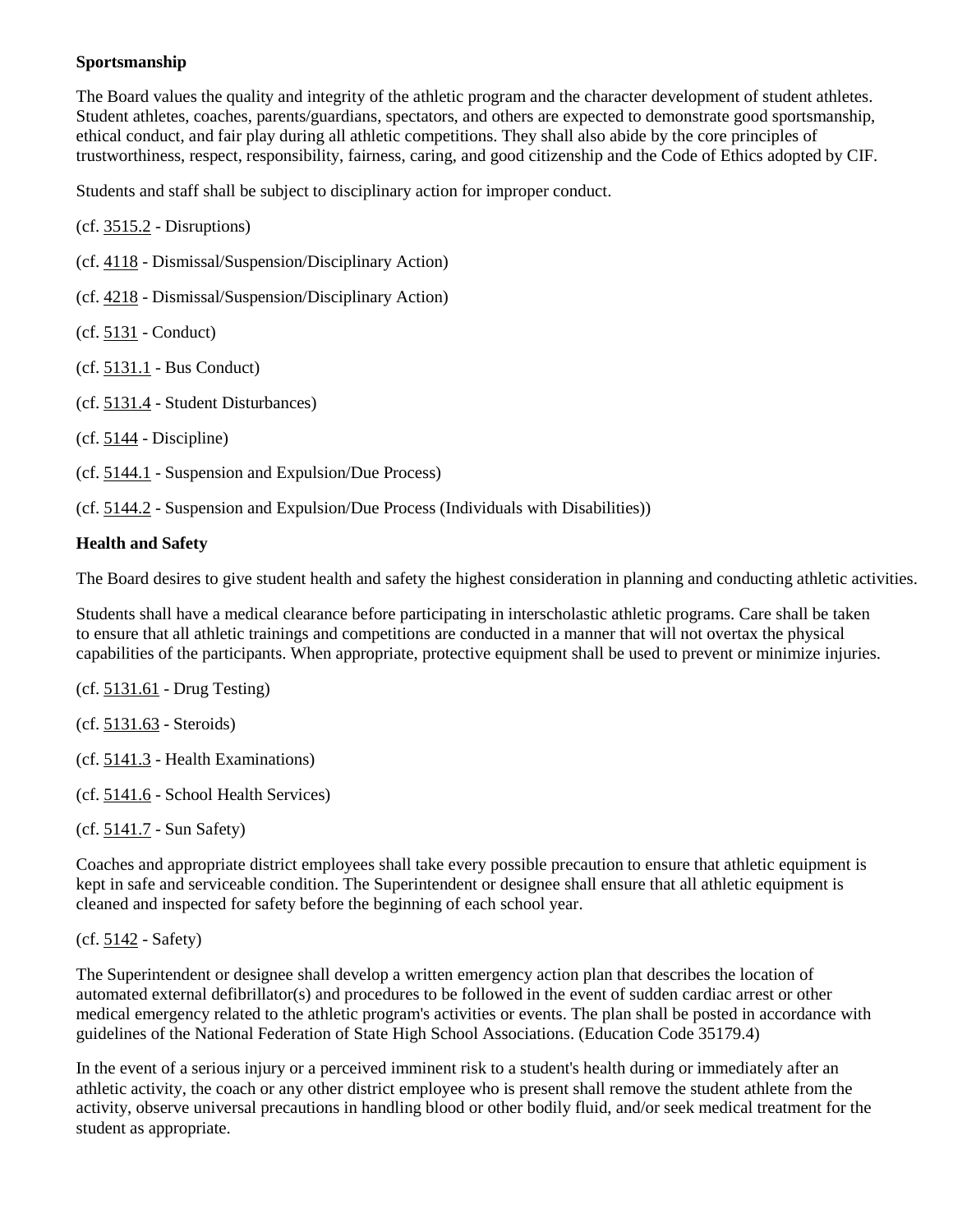**Sportsmanship**

The Board values the quality and integrity of the athletic program and the character development of student athletes. Student athletes, coaches, parents/guardians, spectators, and others are expected to demonstrate good sportsmanship, ethical conduct, and fair play during all athletic competitions. They shall also abide by the core principles of trustworthiness, respect, responsibility, fairness, caring, and good citizenship and the Code of Ethics adopted by CIF.

Students and staff shall be subject to disciplinary action for improper conduct.

(cf. 3515.2 - Disruptions)

(cf. 4118 - Dismissal/Suspension/Disciplinary Action)

(cf. 4218 - Dismissal/Suspension/Disciplinary Action)

(cf. 5131 - Conduct)

(cf. 5131.1 - Bus Conduct)

(cf. 5131.4 - Student Disturbances)

(cf. 5144 - Discipline)

(cf. 5144.1 - Suspension and Expulsion/Due Process)

(cf. 5144.2 - Suspension and Expulsion/Due Process (Individuals with Disabilities))

**Health and Safety**

The Board desires to give student health and safety the highest consideration in planning and conducting athletic activities.

Students shall have a medical clearance before participating in interscholastic athletic programs. Care shall be taken to ensure that all athletic trainings and competitions are conducted in a manner that will not overtax the physical capabilities of the participants. When appropriate, protective equipment shall be used to prevent or minimize injuries.

(cf. 5131.61 - Drug Testing)

(cf. 5131.63 - Steroids)

(cf. 5141.3 - Health Examinations)

(cf. 5141.6 - School Health Services)

(cf. 5141.7 - Sun Safety)

Coaches and appropriate district employees shall take every possible precaution to ensure that athletic equipment is kept in safe and serviceable condition. The Superintendent or designee shall ensure that all athletic equipment is cleaned and inspected for safety before the beginning of each school year.

(cf. 5142 - Safety)

The Superintendent or designee shall develop a written emergency action plan that describes the location of automated external defibrillator(s) and procedures to be followed in the event of sudden cardiac arrest or other medical emergency related to the athletic program's activities or events. The plan shall be posted in accordance with guidelines of the National Federation of State High School Associations. (Education Code 35179.4)

In the event of a serious injury or a perceived imminent risk to a student's health during or immediately after an athletic activity, the coach or any other district employee who is present shall remove the student athlete from the activity, observe universal precautions in handling blood or other bodily fluid, and/or seek medical treatment for the student as appropriate.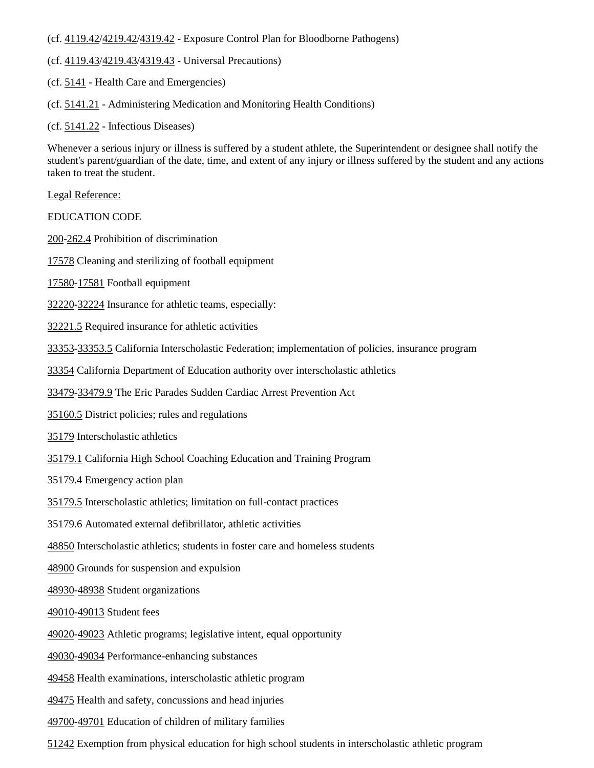(cf. 4119.42/4219.42/4319.42 - Exposure Control Plan for Bloodborne Pathogens)

(cf. 4119.43/4219.43/4319.43 - Universal Precautions)

(cf. 5141 - Health Care and Emergencies)

(cf. 5141.21 - Administering Medication and Monitoring Health Conditions)

(cf. 5141.22 - Infectious Diseases)

Whenever a serious injury or illness is suffered by a student athlete, the Superintendent or designee shall notify the student's parent/guardian of the date, time, and extent of any injury or illness suffered by the student and any actions taken to treat the student.

Legal Reference:

EDUCATION CODE

200-262.4 Prohibition of discrimination

17578 Cleaning and sterilizing of football equipment

17580-17581 Football equipment

32220-32224 Insurance for athletic teams, especially:

32221.5 Required insurance for athletic activities

33353-33353.5 California Interscholastic Federation; implementation of policies, insurance program

33354 California Department of Education authority over interscholastic athletics

33479-33479.9 The Eric Parades Sudden Cardiac Arrest Prevention Act

35160.5 District policies; rules and regulations

35179 Interscholastic athletics

35179.1 California High School Coaching Education and Training Program

35179.4 Emergency action plan

35179.5 Interscholastic athletics; limitation on full-contact practices

35179.6 Automated external defibrillator, athletic activities

48850 Interscholastic athletics; students in foster care and homeless students

48900 Grounds for suspension and expulsion

48930-48938 Student organizations

49010-49013 Student fees

49020-49023 Athletic programs; legislative intent, equal opportunity

49030-49034 Performance-enhancing substances

49458 Health examinations, interscholastic athletic program

49475 Health and safety, concussions and head injuries

49700-49701 Education of children of military families

51242 Exemption from physical education for high school students in interscholastic athletic program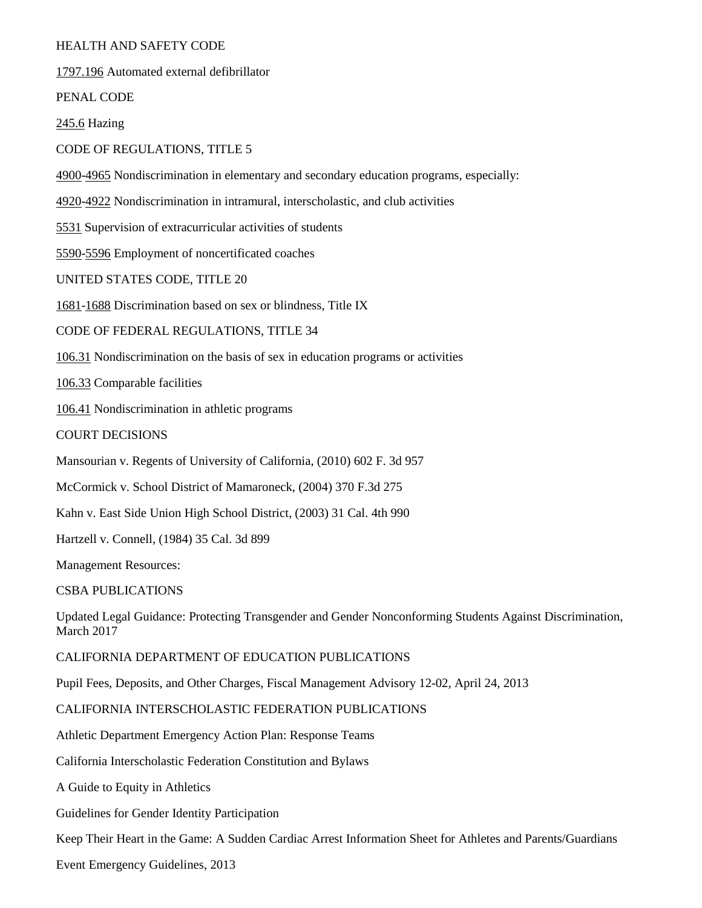HEALTH AND SAFETY CODE

1797.196 Automated external defibrillator

PENAL CODE

245.6 Hazing

CODE OF REGULATIONS, TITLE 5

4900-4965 Nondiscrimination in elementary and secondary education programs, especially:

4920-4922 Nondiscrimination in intramural, interscholastic, and club activities

5531 Supervision of extracurricular activities of students

5590-5596 Employment of noncertificated coaches

UNITED STATES CODE, TITLE 20

1681-1688 Discrimination based on sex or blindness, Title IX

CODE OF FEDERAL REGULATIONS, TITLE 34

106.31 Nondiscrimination on the basis of sex in education programs or activities

106.33 Comparable facilities

106.41 Nondiscrimination in athletic programs

COURT DECISIONS

Mansourian v. Regents of University of California, (2010) 602 F. 3d 957

McCormick v. School District of Mamaroneck, (2004) 370 F.3d 275

Kahn v. East Side Union High School District, (2003) 31 Cal. 4th 990

Hartzell v. Connell, (1984) 35 Cal. 3d 899

Management Resources:

CSBA PUBLICATIONS

Updated Legal Guidance: Protecting Transgender and Gender Nonconforming Students Against Discrimination, March 2017

CALIFORNIA DEPARTMENT OF EDUCATION PUBLICATIONS

Pupil Fees, Deposits, and Other Charges, Fiscal Management Advisory 12-02, April 24, 2013

CALIFORNIA INTERSCHOLASTIC FEDERATION PUBLICATIONS

Athletic Department Emergency Action Plan: Response Teams

California Interscholastic Federation Constitution and Bylaws

A Guide to Equity in Athletics

Guidelines for Gender Identity Participation

Keep Their Heart in the Game: A Sudden Cardiac Arrest Information Sheet for Athletes and Parents/Guardians

Event Emergency Guidelines, 2013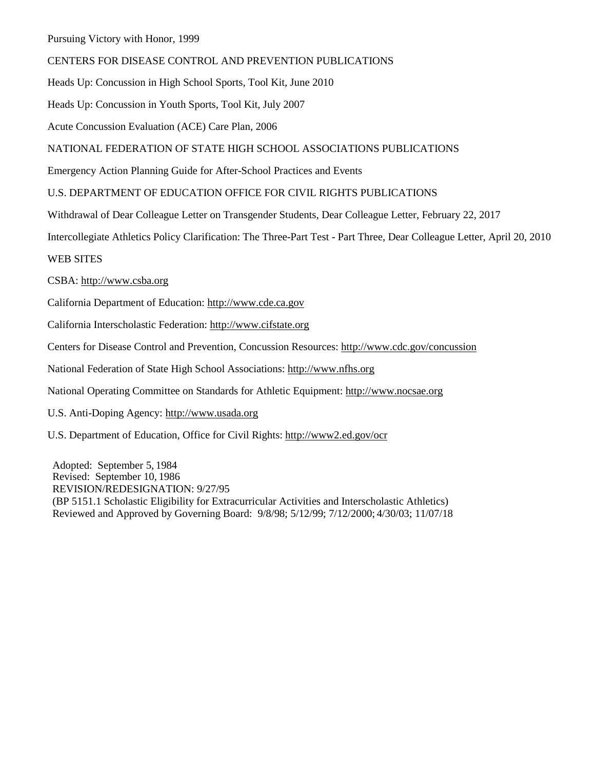Pursuing Victory with Honor, 1999

CENTERS FOR DISEASE CONTROL AND PREVENTION PUBLICATIONS

Heads Up: Concussion in High School Sports, Tool Kit, June 2010

Heads Up: Concussion in Youth Sports, Tool Kit, July 2007

Acute Concussion Evaluation (ACE) Care Plan, 2006

NATIONAL FEDERATION OF STATE HIGH SCHOOL ASSOCIATIONS PUBLICATIONS

Emergency Action Planning Guide for After-School Practices and Events

U.S. DEPARTMENT OF EDUCATION OFFICE FOR CIVIL RIGHTS PUBLICATIONS

Withdrawal of Dear Colleague Letter on Transgender Students, Dear Colleague Letter, February 22, 2017

Intercollegiate Athletics Policy Clarification: The Three-Part Test - Part Three, Dear Colleague Letter, April 20, 2010

WEB SITES

CSBA: http://www.csba.org

California Department of Education: http://www.cde.ca.gov

California Interscholastic Federation: http://www.cifstate.org

Centers for Disease Control and Prevention, Concussion Resources: http://www.cdc.gov/concussion

National Federation of State High School Associations: http://www.nfhs.org

National Operating Committee on Standards for Athletic Equipment: http://www.nocsae.org

U.S. Anti-Doping Agency: http://www.usada.org

U.S. Department of Education, Office for Civil Rights: http://www2.ed.gov/ocr

Adopted: September 5, 1984
Revised: September 10, 1986
REVISION/REDESIGNATION: 9/27/95
(BP 5151.1 Scholastic Eligibility for Extracurricular Activities and Interscholastic Athletics)
Reviewed and Approved by Governing Board: 9/8/98; 5/12/99; 7/12/2000; 4/30/03; 11/07/18